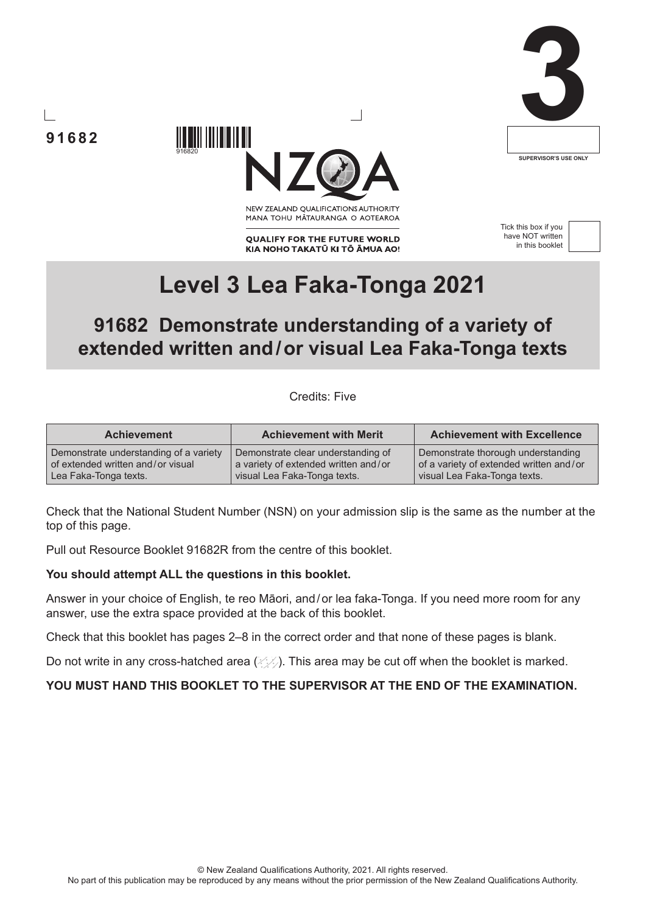91682

916820

NEW ZEALAND QUALIFICATIONS AUTHORITY
MANA TOHU MĀTAURANGA O AOTEAROA

QUALIFY FOR THE FUTURE WORLD
KIA NOHO TAKATŪ KI TŌ ĀMUA AO!

3

SUPERVISOR'S USE ONLY

Tick this box if you have NOT written in this booklet

# Level 3 Lea Faka-Tonga 2021

## 91682 Demonstrate understanding of a variety of extended written and / or visual Lea Faka-Tonga texts

Credits: Five

| Achievement | Achievement with Merit | Achievement with Excellence |
|---|---|---|
| Demonstrate understanding of a variety of extended written and / or visual Lea Faka-Tonga texts. | Demonstrate clear understanding of a variety of extended written and / or visual Lea Faka-Tonga texts. | Demonstrate thorough understanding of a variety of extended written and / or visual Lea Faka-Tonga texts. |

Check that the National Student Number (NSN) on your admission slip is the same as the number at the top of this page.

Pull out Resource Booklet 91682R from the centre of this booklet.

**You should attempt ALL the questions in this booklet.**

Answer in your choice of English, te reo Māori, and / or lea faka-Tonga. If you need more room for any answer, use the extra space provided at the back of this booklet.

Check that this booklet has pages 2–8 in the correct order and that none of these pages is blank.

Do not write in any cross-hatched area. This area may be cut off when the booklet is marked.

**YOU MUST HAND THIS BOOKLET TO THE SUPERVISOR AT THE END OF THE EXAMINATION.**

© New Zealand Qualifications Authority, 2021. All rights reserved.
No part of this publication may be reproduced by any means without the prior permission of the New Zealand Qualifications Authority.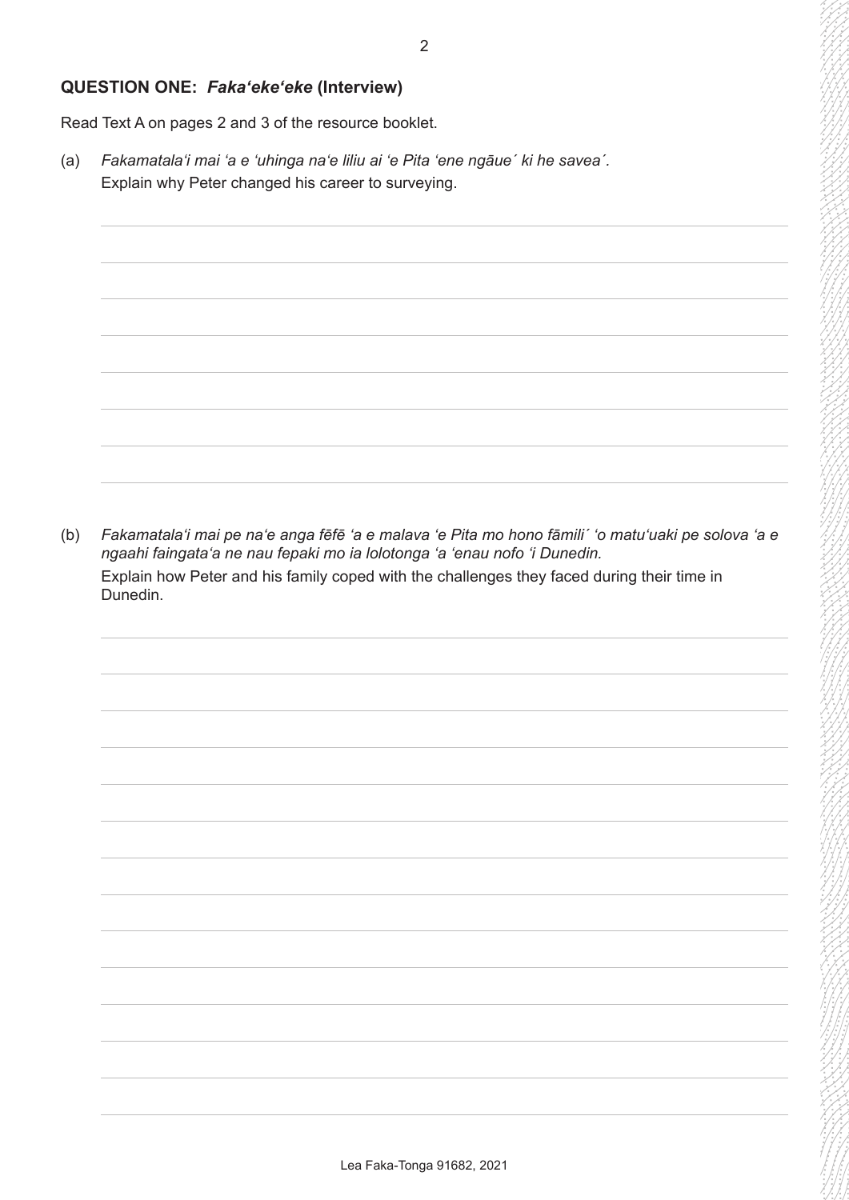## QUESTION ONE: *Faka‘eke‘eke* (Interview)

Read Text A on pages 2 and 3 of the resource booklet.

(a) *Fakamatala‘i mai ‘a e ‘uhinga na‘e liliu ai ‘e Pita ‘ene ngāue´ ki he savea´.*
Explain why Peter changed his career to surveying.

(b) *Fakamatala‘i mai pe na‘e anga fēfē ‘a e malava ‘e Pita mo hono fāmili´ ‘o matu‘uaki pe solova ‘a e ngaahi faingata‘a ne nau fepaki mo ia lolotonga ‘a ‘enau nofo ‘i Dunedin.*
Explain how Peter and his family coped with the challenges they faced during their time in Dunedin.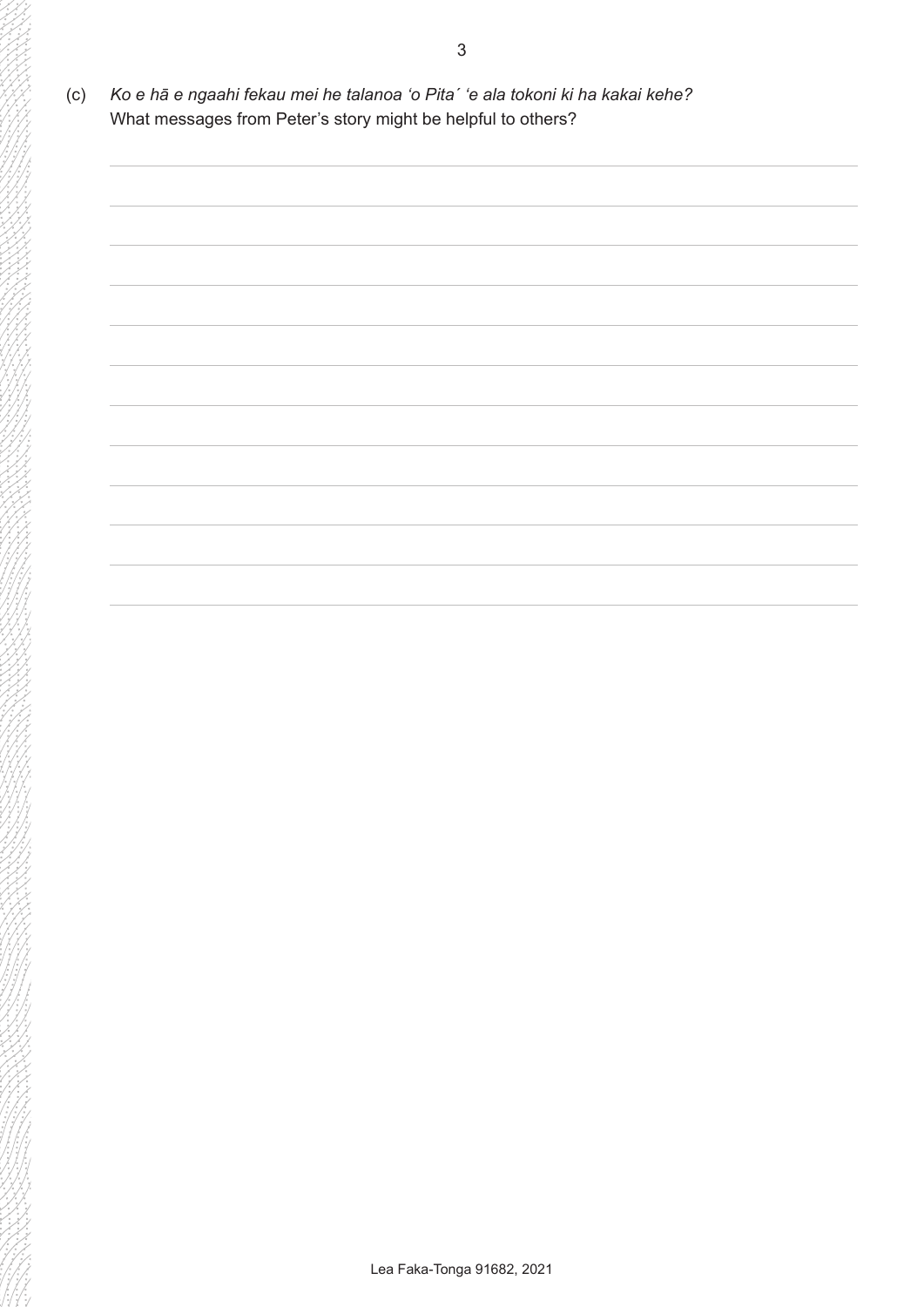(c) *Ko e hā e ngaahi fekau mei he talanoa ʻo Pita´ ʻe ala tokoni ki ha kakai kehe?*
What messages from Peter's story might be helpful to others?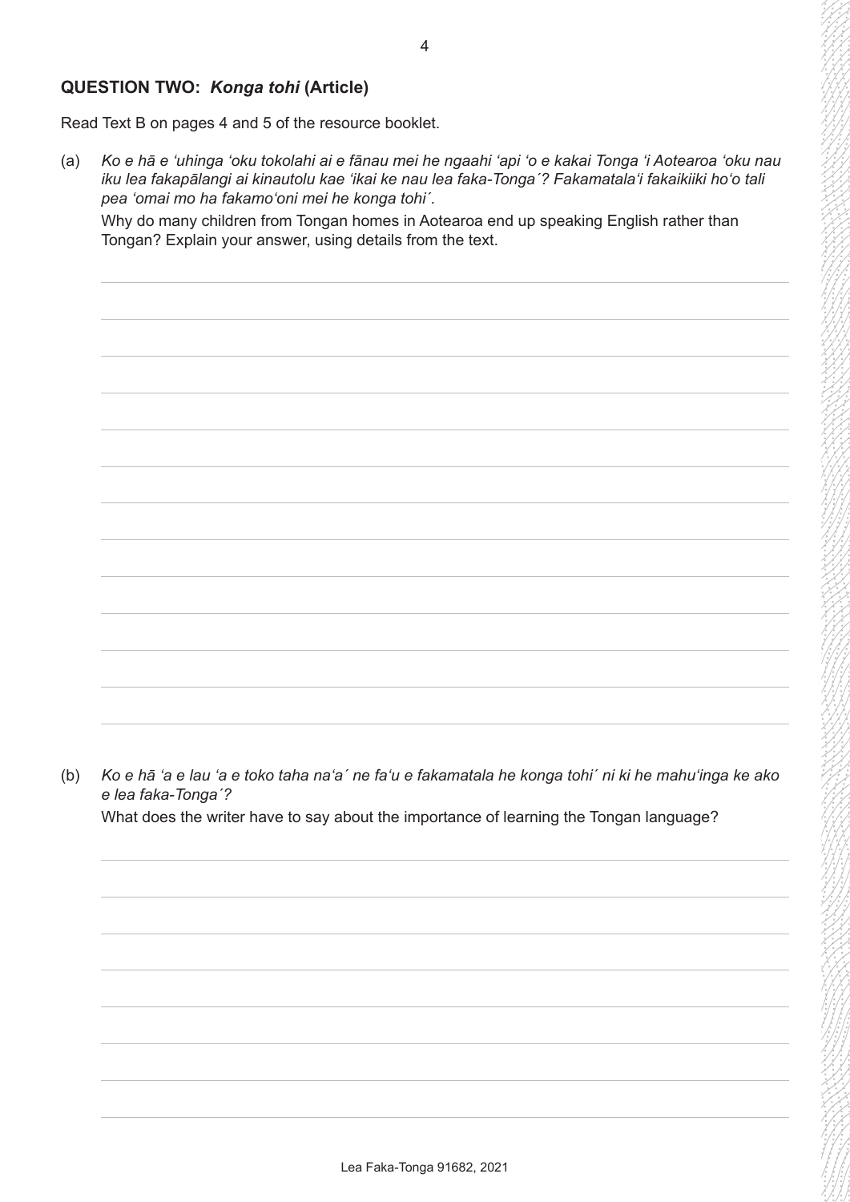## QUESTION TWO: *Konga tohi* (Article)

Read Text B on pages 4 and 5 of the resource booklet.

(a) *Ko e hā e ʻuhinga ʻoku tokolahi ai e fānau mei he ngaahi ʻapi ʻo e kakai Tonga ʻi Aotearoa ʻoku nau iku lea fakapālangi ai kinautolu kae ʻikai ke nau lea faka-Tonga´? Fakamatalaʻi fakaikiiki hoʻo tali pea ʻomai mo ha fakamoʻoni mei he konga tohi´.*

Why do many children from Tongan homes in Aotearoa end up speaking English rather than Tongan? Explain your answer, using details from the text.

(b) *Ko e hā ʻa e lau ʻa e toko taha naʻa´ ne faʻu e fakamatala he konga tohi´ ni ki he mahuʻinga ke ako e lea faka-Tonga´?*

What does the writer have to say about the importance of learning the Tongan language?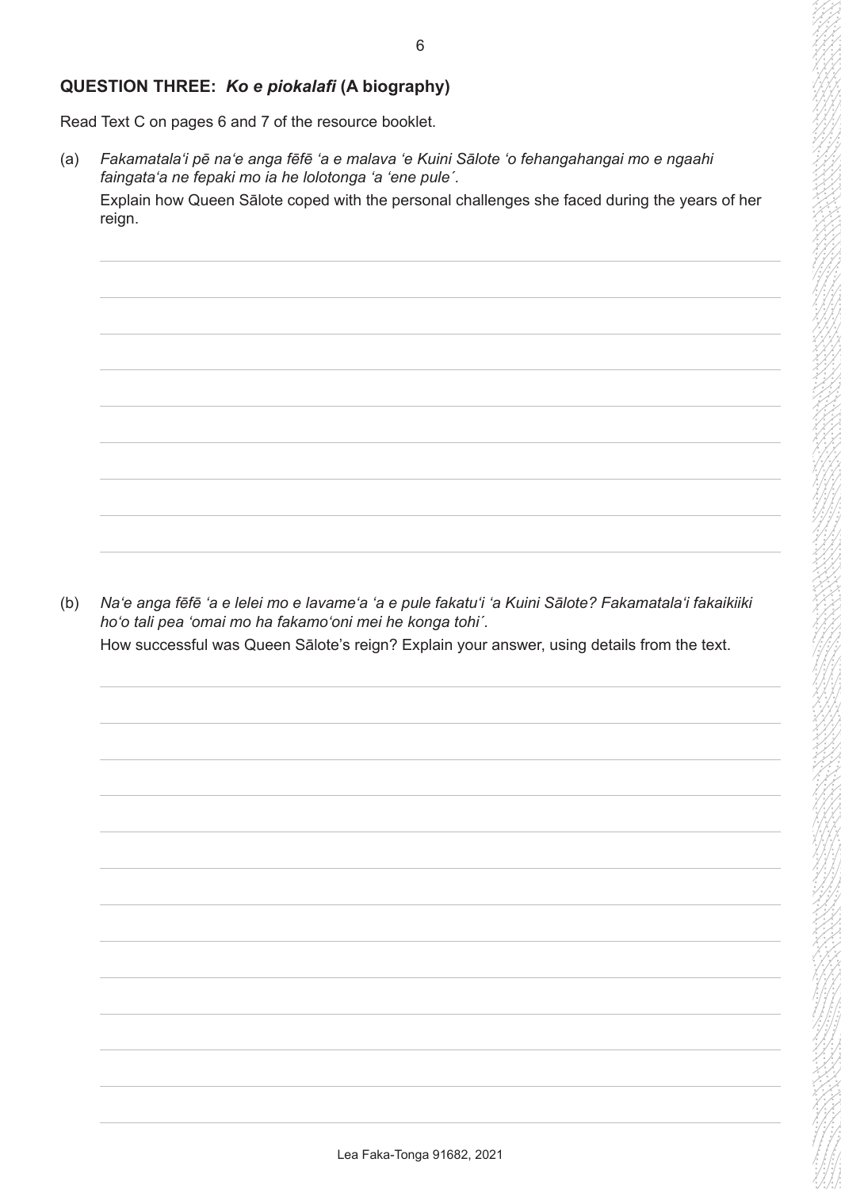## QUESTION THREE: *Ko e piokalafi* (A biography)

Read Text C on pages 6 and 7 of the resource booklet.

(a) *Fakamatala'i pē na'e anga fēfē 'a e malava 'e Kuini Sālote 'o fehangahangai mo e ngaahi faingata'a ne fepaki mo ia he lolotonga 'a 'ene pule´.*

Explain how Queen Sālote coped with the personal challenges she faced during the years of her reign.

(b) *Na'e anga fēfē 'a e lelei mo e lavame'a 'a e pule fakatu'i 'a Kuini Sālote? Fakamatala'i fakaikiiki ho'o tali pea 'omai mo ha fakamo'oni mei he konga tohi´.*

How successful was Queen Sālote's reign? Explain your answer, using details from the text.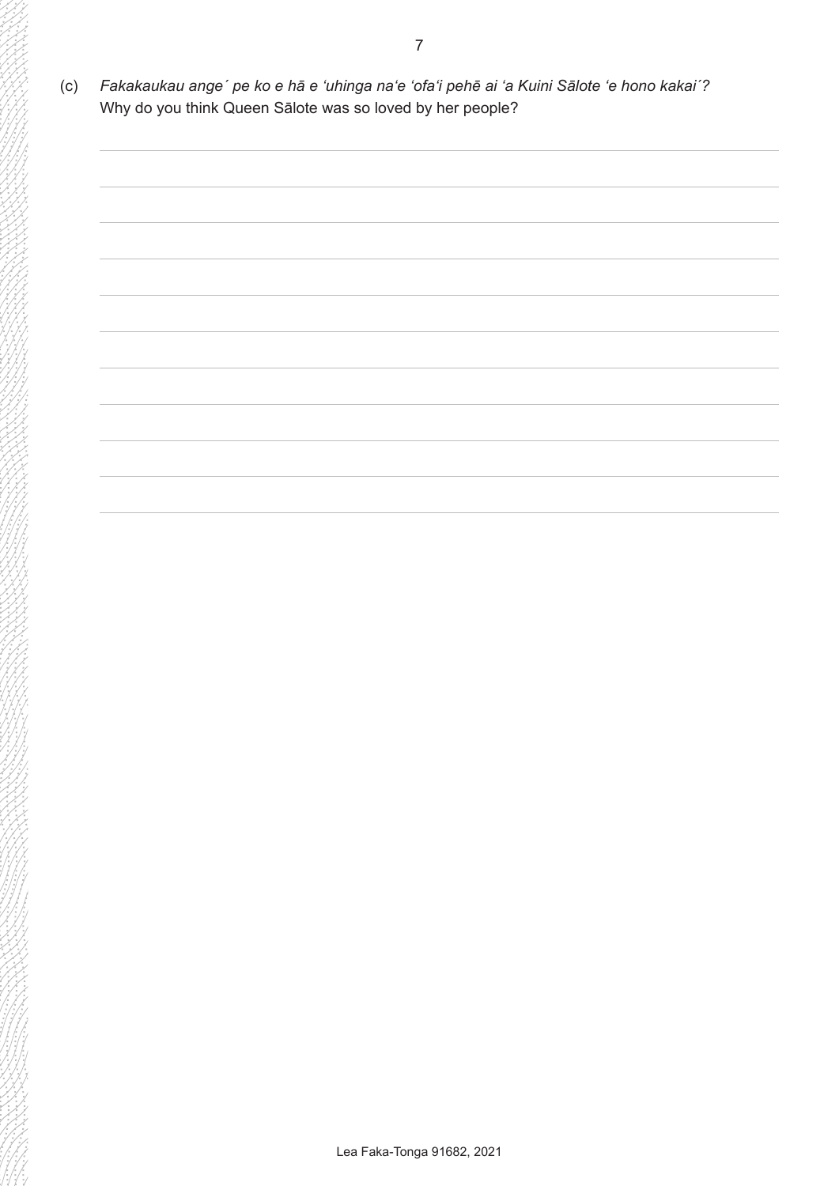(c) *Fakakaukau ange´ pe ko e hā e ʻuhinga naʻe ʻofaʻi pehē ai ʻa Kuini Sālote ʻe hono kakai´?*
Why do you think Queen Sālote was so loved by her people?

Lea Faka-Tonga 91682, 2021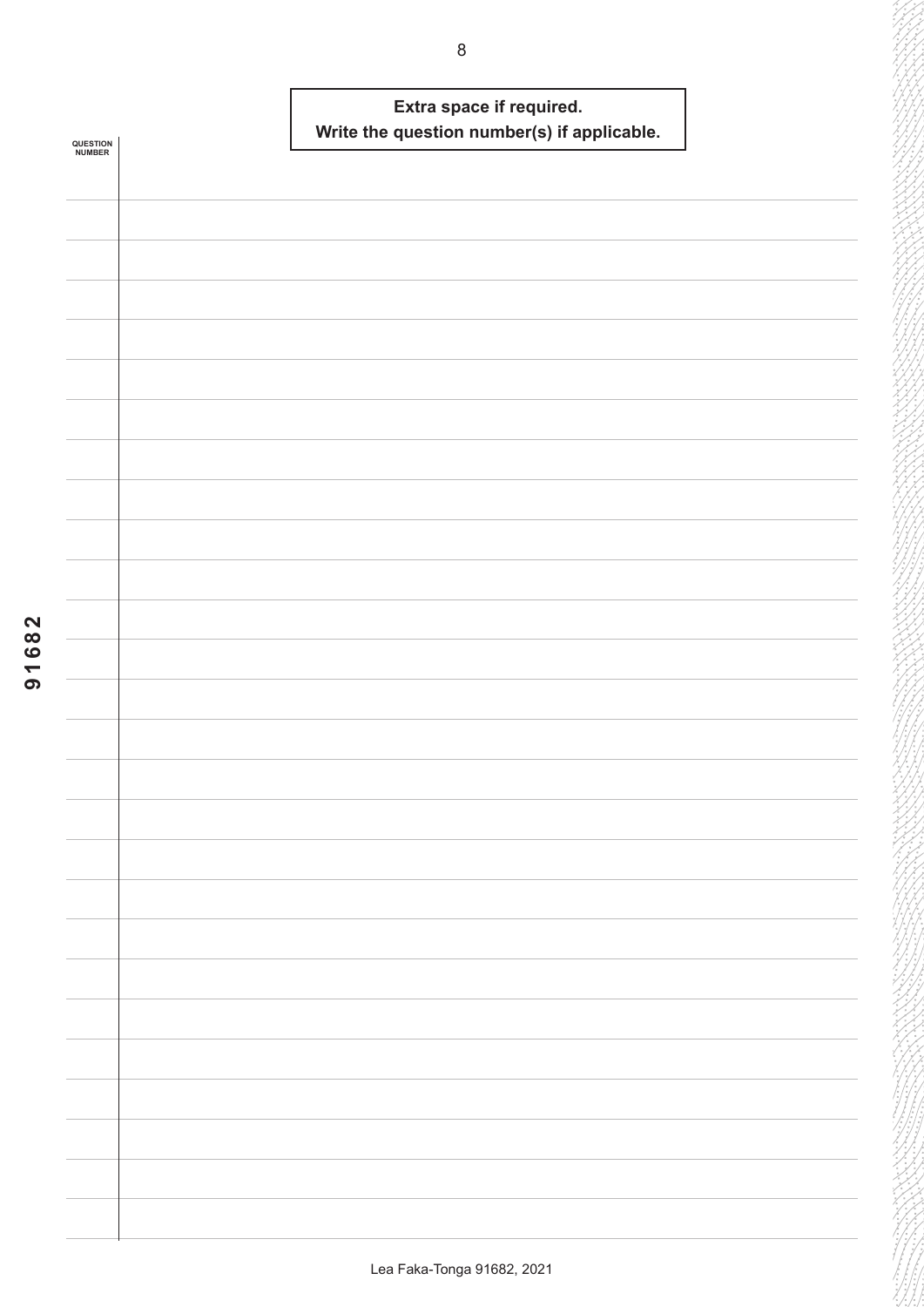**Extra space if required.**
**Write the question number(s) if applicable.**

QUESTION NUMBER